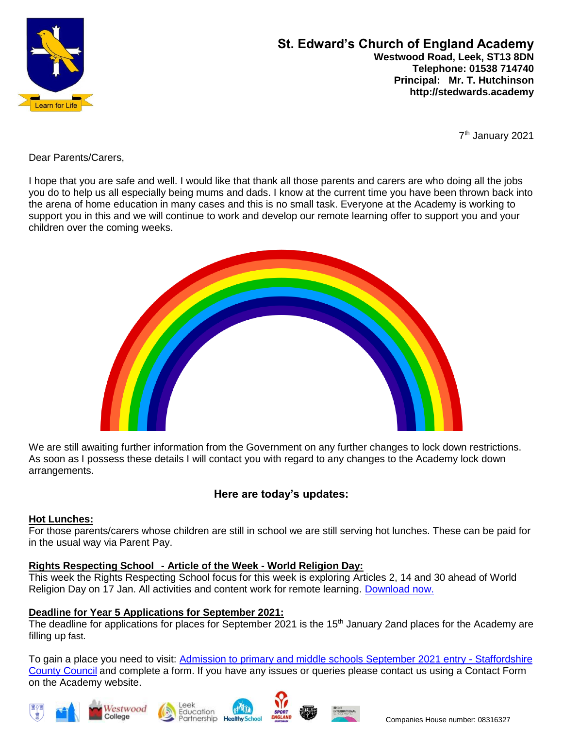# St. Edward's Church of England Academy

**Westwood Road, Leek, ST13 8DN**
**Telephone: 01538 714740**
**Principal: Mr. T. Hutchinson**
**http://stedwards.academy**

7th January 2021

Dear Parents/Carers,

I hope that you are safe and well. I would like that thank all those parents and carers are who doing all the jobs you do to help us all especially being mums and dads. I know at the current time you have been thrown back into the arena of home education in many cases and this is no small task. Everyone at the Academy is working to support you in this and we will continue to work and develop our remote learning offer to support you and your children over the coming weeks.

We are still awaiting further information from the Government on any further changes to lock down restrictions. As soon as I possess these details I will contact you with regard to any changes to the Academy lock down arrangements.

## Here are today's updates:

**Hot Lunches:**

For those parents/carers whose children are still in school we are still serving hot lunches. These can be paid for in the usual way via Parent Pay.

**Rights Respecting School - Article of the Week - World Religion Day:**

This week the Rights Respecting School focus for this week is exploring Articles 2, 14 and 30 ahead of World Religion Day on 17 Jan. All activities and content work for remote learning. Download now.

**Deadline for Year 5 Applications for September 2021:**

The deadline for applications for places for September 2021 is the 15th January 2and places for the Academy are filling up fast.

To gain a place you need to visit: Admission to primary and middle schools September 2021 entry - Staffordshire County Council and complete a form. If you have any issues or queries please contact us using a Contact Form on the Academy website.

Companies House number: 08316327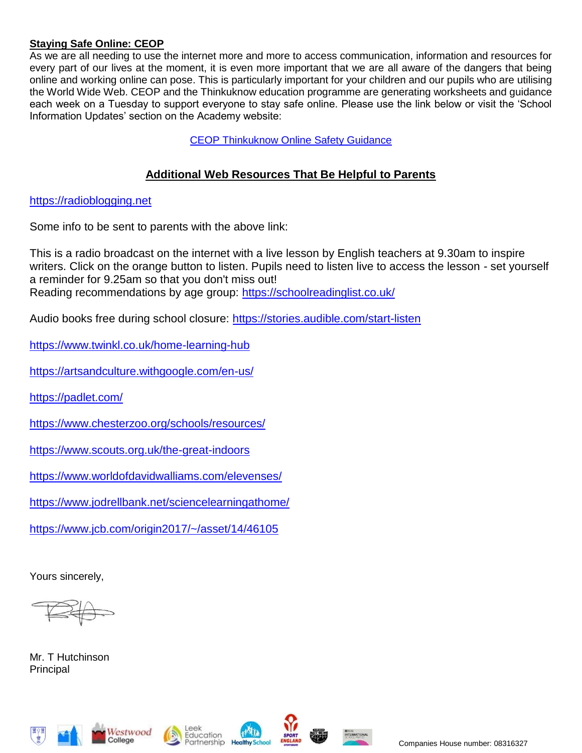**Staying Safe Online: CEOP**

As we are all needing to use the internet more and more to access communication, information and resources for every part of our lives at the moment, it is even more important that we are all aware of the dangers that being online and working online can pose. This is particularly important for your children and our pupils who are utilising the World Wide Web. CEOP and the Thinkuknow education programme are generating worksheets and guidance each week on a Tuesday to support everyone to stay safe online. Please use the link below or visit the 'School Information Updates' section on the Academy website:

CEOP Thinkuknow Online Safety Guidance

## Additional Web Resources That Be Helpful to Parents

https://radioblogging.net

Some info to be sent to parents with the above link:

This is a radio broadcast on the internet with a live lesson by English teachers at 9.30am to inspire writers. Click on the orange button to listen. Pupils need to listen live to access the lesson - set yourself a reminder for 9.25am so that you don't miss out!
Reading recommendations by age group: https://schoolreadinglist.co.uk/

Audio books free during school closure: https://stories.audible.com/start-listen

https://www.twinkl.co.uk/home-learning-hub

https://artsandculture.withgoogle.com/en-us/

https://padlet.com/

https://www.chesterzoo.org/schools/resources/

https://www.scouts.org.uk/the-great-indoors

https://www.worldofdavidwalliams.com/elevenses/

https://www.jodrellbank.net/sciencelearningathome/

https://www.jcb.com/origin2017/~/asset/14/46105

Yours sincerely,

Mr. T Hutchinson
Principal

Companies House number: 08316327